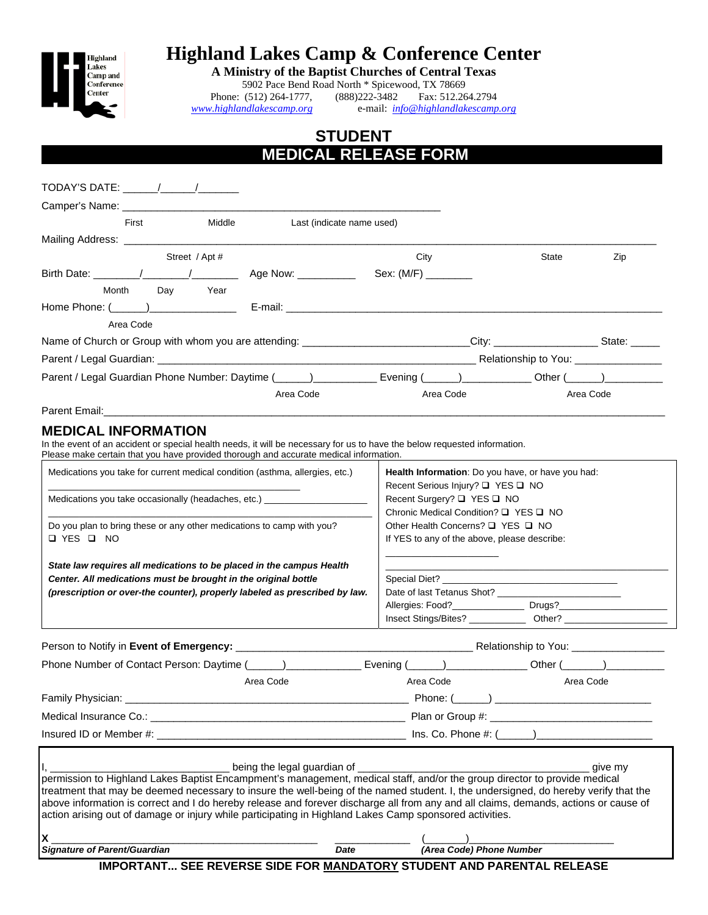# Highland Lakes Camp & Conference Center

**A Ministry of the Baptist Churches of Central Texas**

5902 Pace Bend Road North * Spicewood, TX 78669

Phone: (512) 264-1777, (888)222-3482 Fax: 512.264.2794

www.highlandlakescamp.org e-mail: info@highlandlakescamp.org

## STUDENT
## MEDICAL RELEASE FORM

TODAY'S DATE: ______/______/_______

Camper's Name: ____________________________________________________
First Middle Last (indicate name used)

Mailing Address: ____________________________________________________________________________
Street / Apt # City State Zip

Birth Date: ________/________/________ Age Now: __________ Sex: (M/F) ________
Month Day Year

Home Phone: (______)______________ E-mail: ____________________________________________________________
Area Code

Name of Church or Group with whom you are attending: ___________________________City: _________________ State: _____

Parent / Legal Guardian: ____________________________________________________ Relationship to You: ______________

Parent / Legal Guardian Phone Number: Daytime (______)__________ Evening (______)___________ Other (______)_________
Area Code Area Code Area Code

Parent Email:___________________________________________________________________________________________

## MEDICAL INFORMATION

In the event of an accident or special health needs, it will be necessary for us to have the below requested information.
Please make certain that you have provided thorough and accurate medical information.

Medications you take for current medical condition (asthma, allergies, etc.)

_____________________________________________

Medications you take occasionally (headaches, etc.) ___________________

_____________________________________________

Do you plan to bring these or any other medications to camp with you?
❑ YES ❑ NO

***State law requires all medications to be placed in the campus Health Center. All medications must be brought in the original bottle (prescription or over-the-counter), properly labeled as prescribed by law.***

**Health Information**: Do you have, or have you had:
Recent Serious Injury? ❑ YES ❑ NO
Recent Surgery? ❑ YES ❑ NO
Chronic Medical Condition? ❑ YES ❑ NO
Other Health Concerns? ❑ YES ❑ NO
If YES to any of the above, please describe:

____________________

_____________________________________________

Special Diet? __________________________________
Date of last Tetanus Shot? ______________________
Allergies: Food?_____________ Drugs?____________________
Insect Stings/Bites? ___________ Other? __________________

Person to Notify in **Event of Emergency:** ________________________________________ Relationship to You: _______________

Phone Number of Contact Person: Daytime (______)_____________ Evening (______)_____________ Other (_______)_________
Area Code Area Code Area Code

Family Physician: ________________________________________________ Phone: (______) __________________________

Medical Insurance Co.: ___________________________________________ Plan or Group #: __________________________

Insured ID or Member #: __________________________________________ Ins. Co. Phone #: (______)__________________

I, ______________________________ being the legal guardian of ______________________________________ give my permission to Highland Lakes Baptist Encampment's management, medical staff, and/or the group director to provide medical treatment that may be deemed necessary to insure the well-being of the named student. I, the undersigned, do hereby verify that the above information is correct and I do hereby release and forever discharge all from any and all claims, demands, actions or cause of action arising out of damage or injury while participating in Highland Lakes Camp sponsored activities.

**X** _____________________________________________ _____________ (_______)______________________
***Signature of Parent/Guardian*** ***Date*** ***(Area Code) Phone Number***

**IMPORTANT... SEE REVERSE SIDE FOR MANDATORY STUDENT AND PARENTAL RELEASE**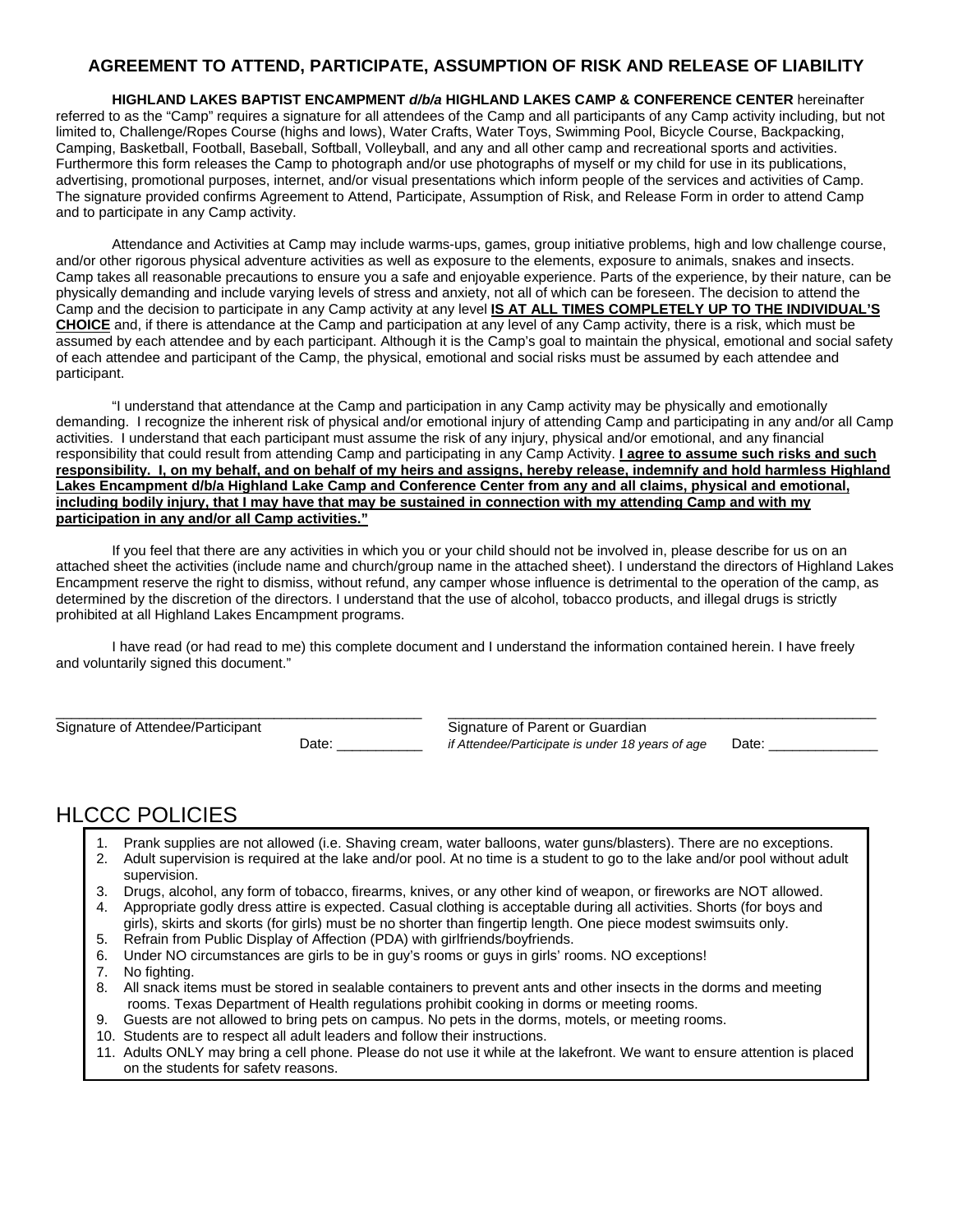## AGREEMENT TO ATTEND, PARTICIPATE, ASSUMPTION OF RISK AND RELEASE OF LIABILITY

**HIGHLAND LAKES BAPTIST ENCAMPMENT *d/b/a* HIGHLAND LAKES CAMP & CONFERENCE CENTER** hereinafter referred to as the "Camp" requires a signature for all attendees of the Camp and all participants of any Camp activity including, but not limited to, Challenge/Ropes Course (highs and lows), Water Crafts, Water Toys, Swimming Pool, Bicycle Course, Backpacking, Camping, Basketball, Football, Baseball, Softball, Volleyball, and any and all other camp and recreational sports and activities. Furthermore this form releases the Camp to photograph and/or use photographs of myself or my child for use in its publications, advertising, promotional purposes, internet, and/or visual presentations which inform people of the services and activities of Camp. The signature provided confirms Agreement to Attend, Participate, Assumption of Risk, and Release Form in order to attend Camp and to participate in any Camp activity.

Attendance and Activities at Camp may include warms-ups, games, group initiative problems, high and low challenge course, and/or other rigorous physical adventure activities as well as exposure to the elements, exposure to animals, snakes and insects. Camp takes all reasonable precautions to ensure you a safe and enjoyable experience. Parts of the experience, by their nature, can be physically demanding and include varying levels of stress and anxiety, not all of which can be foreseen. The decision to attend the Camp and the decision to participate in any Camp activity at any level **IS AT ALL TIMES COMPLETELY UP TO THE INDIVIDUAL'S CHOICE** and, if there is attendance at the Camp and participation at any level of any Camp activity, there is a risk, which must be assumed by each attendee and by each participant. Although it is the Camp's goal to maintain the physical, emotional and social safety of each attendee and participant of the Camp, the physical, emotional and social risks must be assumed by each attendee and participant.

"I understand that attendance at the Camp and participation in any Camp activity may be physically and emotionally demanding. I recognize the inherent risk of physical and/or emotional injury of attending Camp and participating in any and/or all Camp activities. I understand that each participant must assume the risk of any injury, physical and/or emotional, and any financial responsibility that could result from attending Camp and participating in any Camp Activity. **I agree to assume such risks and such responsibility. I, on my behalf, and on behalf of my heirs and assigns, hereby release, indemnify and hold harmless Highland Lakes Encampment d/b/a Highland Lake Camp and Conference Center from any and all claims, physical and emotional, including bodily injury, that I may have that may be sustained in connection with my attending Camp and with my participation in any and/or all Camp activities."**

If you feel that there are any activities in which you or your child should not be involved in, please describe for us on an attached sheet the activities (include name and church/group name in the attached sheet). I understand the directors of Highland Lakes Encampment reserve the right to dismiss, without refund, any camper whose influence is detrimental to the operation of the camp, as determined by the discretion of the directors. I understand that the use of alcohol, tobacco products, and illegal drugs is strictly prohibited at all Highland Lakes Encampment programs.

I have read (or had read to me) this complete document and I understand the information contained herein. I have freely and voluntarily signed this document."

_______________________________________________
Signature of Attendee/Participant
Date: ___________

_______________________________________________
Signature of Parent or Guardian
*if Attendee/Participate is under 18 years of age* Date: ______________

# HLCCC POLICIES

1. Prank supplies are not allowed (i.e. Shaving cream, water balloons, water guns/blasters). There are no exceptions.
2. Adult supervision is required at the lake and/or pool. At no time is a student to go to the lake and/or pool without adult supervision.
3. Drugs, alcohol, any form of tobacco, firearms, knives, or any other kind of weapon, or fireworks are NOT allowed.
4. Appropriate godly dress attire is expected. Casual clothing is acceptable during all activities. Shorts (for boys and girls), skirts and skorts (for girls) must be no shorter than fingertip length. One piece modest swimsuits only.
5. Refrain from Public Display of Affection (PDA) with girlfriends/boyfriends.
6. Under NO circumstances are girls to be in guy's rooms or guys in girls' rooms. NO exceptions!
7. No fighting.
8. All snack items must be stored in sealable containers to prevent ants and other insects in the dorms and meeting rooms. Texas Department of Health regulations prohibit cooking in dorms or meeting rooms.
9. Guests are not allowed to bring pets on campus. No pets in the dorms, motels, or meeting rooms.
10. Students are to respect all adult leaders and follow their instructions.
11. Adults ONLY may bring a cell phone. Please do not use it while at the lakefront. We want to ensure attention is placed on the students for safety reasons.